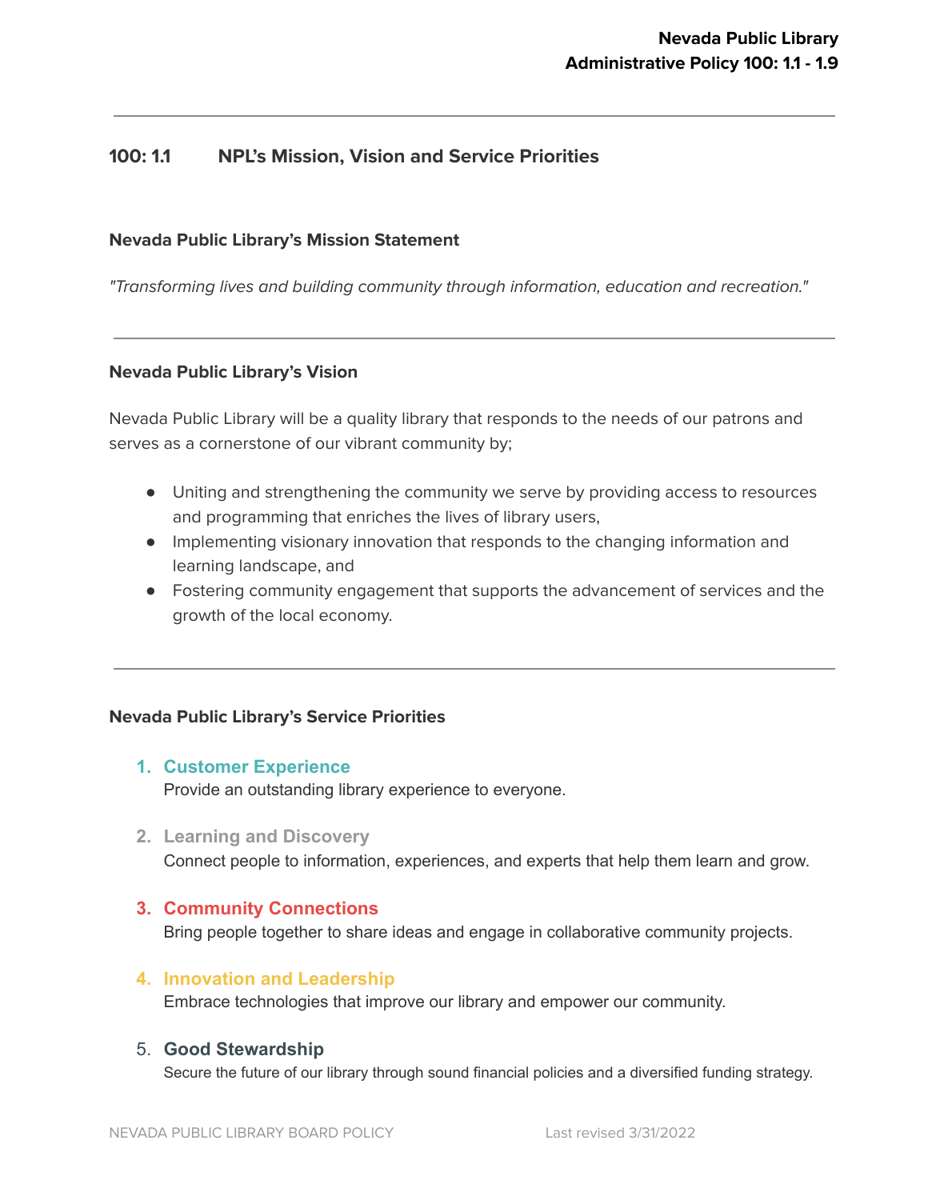## 100: 1.1 NPL's Mission, Vision and Service Priorities

**Nevada Public Library's Mission Statement**

*"Transforming lives and building community through information, education and recreation."*

---

**Nevada Public Library's Vision**

Nevada Public Library will be a quality library that responds to the needs of our patrons and serves as a cornerstone of our vibrant community by;

- Uniting and strengthening the community we serve by providing access to resources and programming that enriches the lives of library users,
- Implementing visionary innovation that responds to the changing information and learning landscape, and
- Fostering community engagement that supports the advancement of services and the growth of the local economy.

---

**Nevada Public Library's Service Priorities**

1. **Customer Experience**
   Provide an outstanding library experience to everyone.

2. **Learning and Discovery**
   Connect people to information, experiences, and experts that help them learn and grow.

3. **Community Connections**
   Bring people together to share ideas and engage in collaborative community projects.

4. **Innovation and Leadership**
   Embrace technologies that improve our library and empower our community.

5. **Good Stewardship**
   Secure the future of our library through sound financial policies and a diversified funding strategy.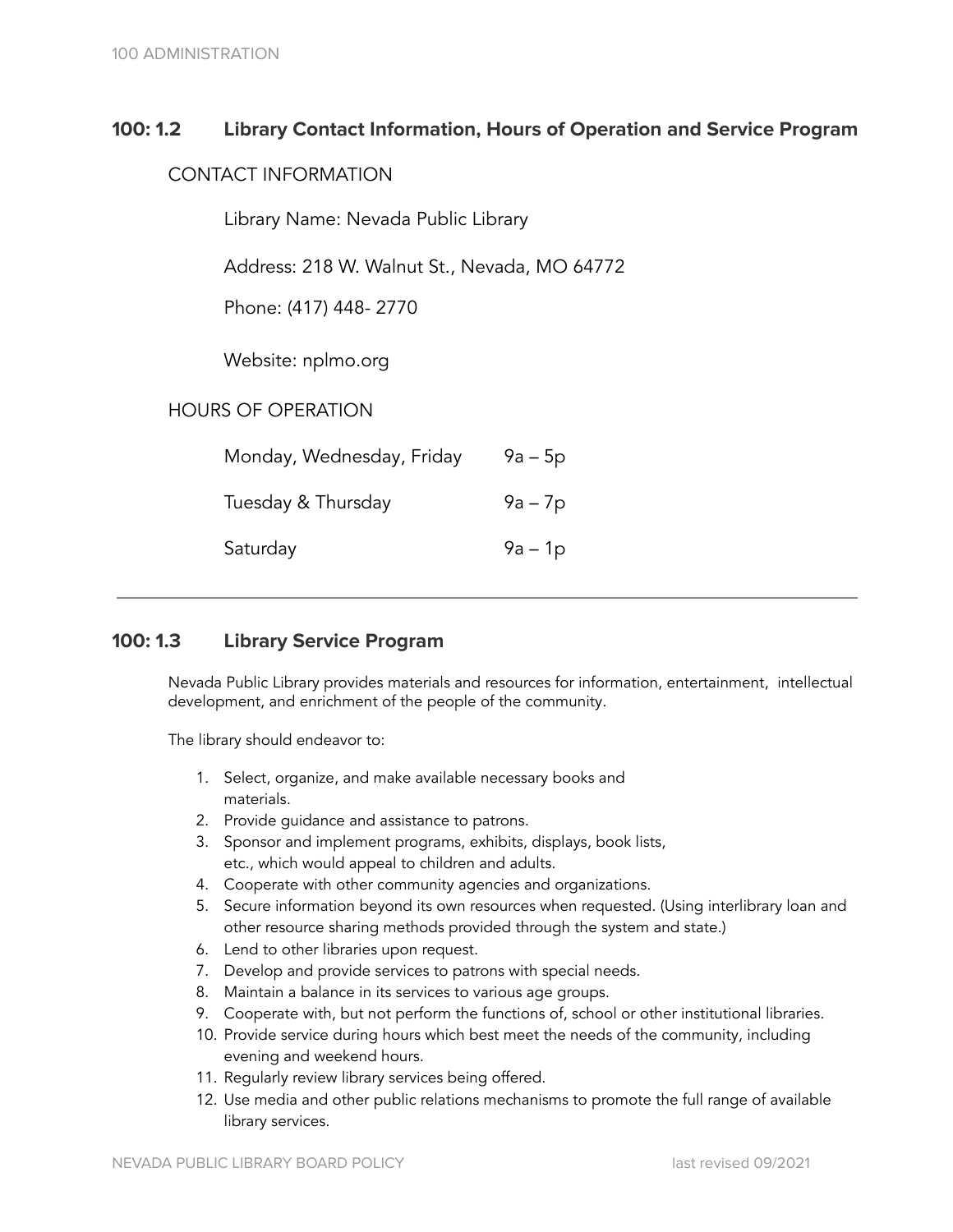## 100: 1.2 Library Contact Information, Hours of Operation and Service Program

### CONTACT INFORMATION

Library Name: Nevada Public Library

Address: 218 W. Walnut St., Nevada, MO 64772

Phone: (417) 448- 2770

Website: nplmo.org

### HOURS OF OPERATION

| | |
|---|---|
| Monday, Wednesday, Friday | 9a – 5p |
| Tuesday & Thursday | 9a – 7p |
| Saturday | 9a – 1p |

---

## 100: 1.3 Library Service Program

Nevada Public Library provides materials and resources for information, entertainment, intellectual development, and enrichment of the people of the community.

The library should endeavor to:

1. Select, organize, and make available necessary books and materials.
2. Provide guidance and assistance to patrons.
3. Sponsor and implement programs, exhibits, displays, book lists, etc., which would appeal to children and adults.
4. Cooperate with other community agencies and organizations.
5. Secure information beyond its own resources when requested. (Using interlibrary loan and other resource sharing methods provided through the system and state.)
6. Lend to other libraries upon request.
7. Develop and provide services to patrons with special needs.
8. Maintain a balance in its services to various age groups.
9. Cooperate with, but not perform the functions of, school or other institutional libraries.
10. Provide service during hours which best meet the needs of the community, including evening and weekend hours.
11. Regularly review library services being offered.
12. Use media and other public relations mechanisms to promote the full range of available library services.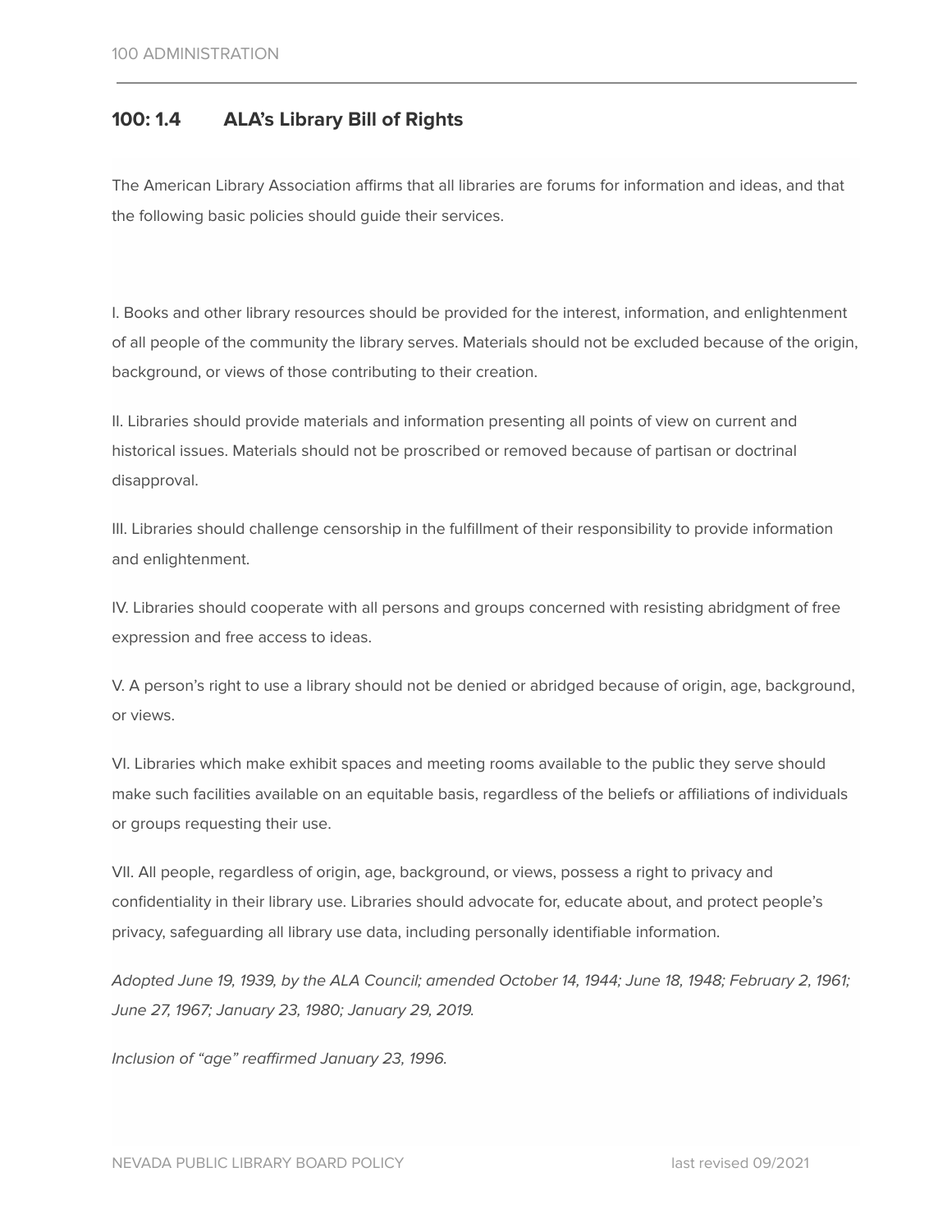## 100: 1.4 ALA's Library Bill of Rights

The American Library Association affirms that all libraries are forums for information and ideas, and that the following basic policies should guide their services.

I. Books and other library resources should be provided for the interest, information, and enlightenment of all people of the community the library serves. Materials should not be excluded because of the origin, background, or views of those contributing to their creation.

II. Libraries should provide materials and information presenting all points of view on current and historical issues. Materials should not be proscribed or removed because of partisan or doctrinal disapproval.

III. Libraries should challenge censorship in the fulfillment of their responsibility to provide information and enlightenment.

IV. Libraries should cooperate with all persons and groups concerned with resisting abridgment of free expression and free access to ideas.

V. A person's right to use a library should not be denied or abridged because of origin, age, background, or views.

VI. Libraries which make exhibit spaces and meeting rooms available to the public they serve should make such facilities available on an equitable basis, regardless of the beliefs or affiliations of individuals or groups requesting their use.

VII. All people, regardless of origin, age, background, or views, possess a right to privacy and confidentiality in their library use. Libraries should advocate for, educate about, and protect people's privacy, safeguarding all library use data, including personally identifiable information.

*Adopted June 19, 1939, by the ALA Council; amended October 14, 1944; June 18, 1948; February 2, 1961; June 27, 1967; January 23, 1980; January 29, 2019.*

*Inclusion of "age" reaffirmed January 23, 1996.*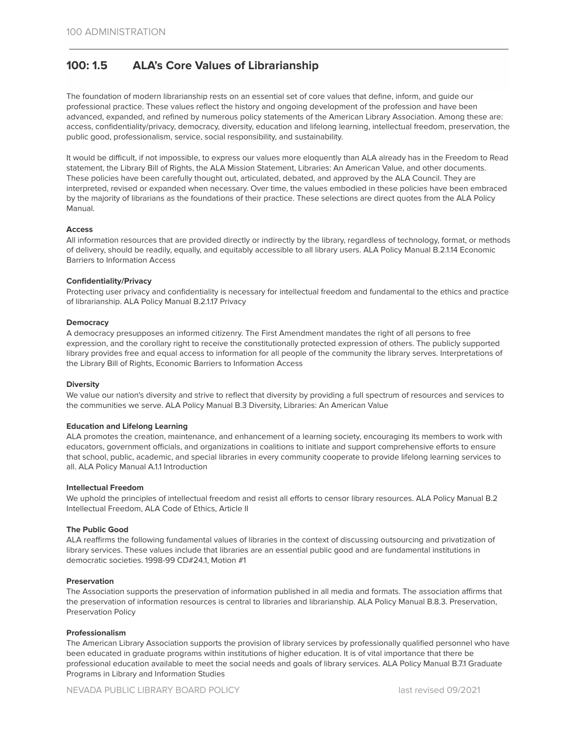## 100: 1.5 ALA's Core Values of Librarianship

The foundation of modern librarianship rests on an essential set of core values that define, inform, and guide our professional practice. These values reflect the history and ongoing development of the profession and have been advanced, expanded, and refined by numerous policy statements of the American Library Association. Among these are: access, confidentiality/privacy, democracy, diversity, education and lifelong learning, intellectual freedom, preservation, the public good, professionalism, service, social responsibility, and sustainability.

It would be difficult, if not impossible, to express our values more eloquently than ALA already has in the Freedom to Read statement, the Library Bill of Rights, the ALA Mission Statement, Libraries: An American Value, and other documents. These policies have been carefully thought out, articulated, debated, and approved by the ALA Council. They are interpreted, revised or expanded when necessary. Over time, the values embodied in these policies have been embraced by the majority of librarians as the foundations of their practice. These selections are direct quotes from the ALA Policy Manual.

**Access**
All information resources that are provided directly or indirectly by the library, regardless of technology, format, or methods of delivery, should be readily, equally, and equitably accessible to all library users. ALA Policy Manual B.2.1.14 Economic Barriers to Information Access

**Confidentiality/Privacy**
Protecting user privacy and confidentiality is necessary for intellectual freedom and fundamental to the ethics and practice of librarianship. ALA Policy Manual B.2.1.17 Privacy

**Democracy**
A democracy presupposes an informed citizenry. The First Amendment mandates the right of all persons to free expression, and the corollary right to receive the constitutionally protected expression of others. The publicly supported library provides free and equal access to information for all people of the community the library serves. Interpretations of the Library Bill of Rights, Economic Barriers to Information Access

**Diversity**
We value our nation's diversity and strive to reflect that diversity by providing a full spectrum of resources and services to the communities we serve. ALA Policy Manual B.3 Diversity, Libraries: An American Value

**Education and Lifelong Learning**
ALA promotes the creation, maintenance, and enhancement of a learning society, encouraging its members to work with educators, government officials, and organizations in coalitions to initiate and support comprehensive efforts to ensure that school, public, academic, and special libraries in every community cooperate to provide lifelong learning services to all. ALA Policy Manual A.1.1 Introduction

**Intellectual Freedom**
We uphold the principles of intellectual freedom and resist all efforts to censor library resources. ALA Policy Manual B.2 Intellectual Freedom, ALA Code of Ethics, Article II

**The Public Good**
ALA reaffirms the following fundamental values of libraries in the context of discussing outsourcing and privatization of library services. These values include that libraries are an essential public good and are fundamental institutions in democratic societies. 1998-99 CD#24.1, Motion #1

**Preservation**
The Association supports the preservation of information published in all media and formats. The association affirms that the preservation of information resources is central to libraries and librarianship. ALA Policy Manual B.8.3. Preservation, Preservation Policy

**Professionalism**
The American Library Association supports the provision of library services by professionally qualified personnel who have been educated in graduate programs within institutions of higher education. It is of vital importance that there be professional education available to meet the social needs and goals of library services. ALA Policy Manual B.7.1 Graduate Programs in Library and Information Studies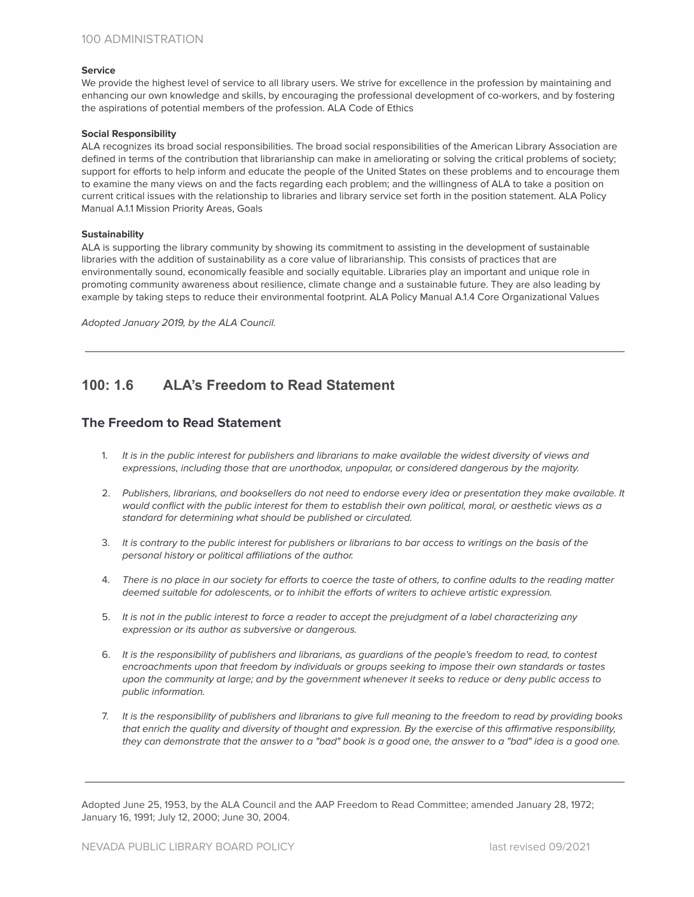**Service**

We provide the highest level of service to all library users. We strive for excellence in the profession by maintaining and enhancing our own knowledge and skills, by encouraging the professional development of co-workers, and by fostering the aspirations of potential members of the profession. ALA Code of Ethics

**Social Responsibility**

ALA recognizes its broad social responsibilities. The broad social responsibilities of the American Library Association are defined in terms of the contribution that librarianship can make in ameliorating or solving the critical problems of society; support for efforts to help inform and educate the people of the United States on these problems and to encourage them to examine the many views on and the facts regarding each problem; and the willingness of ALA to take a position on current critical issues with the relationship to libraries and library service set forth in the position statement. ALA Policy Manual A.1.1 Mission Priority Areas, Goals

**Sustainability**

ALA is supporting the library community by showing its commitment to assisting in the development of sustainable libraries with the addition of sustainability as a core value of librarianship. This consists of practices that are environmentally sound, economically feasible and socially equitable. Libraries play an important and unique role in promoting community awareness about resilience, climate change and a sustainable future. They are also leading by example by taking steps to reduce their environmental footprint. ALA Policy Manual A.1.4 Core Organizational Values

*Adopted January 2019, by the ALA Council.*

---

## 100: 1.6 ALA's Freedom to Read Statement

### The Freedom to Read Statement

1. *It is in the public interest for publishers and librarians to make available the widest diversity of views and expressions, including those that are unorthodox, unpopular, or considered dangerous by the majority.*
2. *Publishers, librarians, and booksellers do not need to endorse every idea or presentation they make available. It would conflict with the public interest for them to establish their own political, moral, or aesthetic views as a standard for determining what should be published or circulated.*
3. *It is contrary to the public interest for publishers or librarians to bar access to writings on the basis of the personal history or political affiliations of the author.*
4. *There is no place in our society for efforts to coerce the taste of others, to confine adults to the reading matter deemed suitable for adolescents, or to inhibit the efforts of writers to achieve artistic expression.*
5. *It is not in the public interest to force a reader to accept the prejudgment of a label characterizing any expression or its author as subversive or dangerous.*
6. *It is the responsibility of publishers and librarians, as guardians of the people's freedom to read, to contest encroachments upon that freedom by individuals or groups seeking to impose their own standards or tastes upon the community at large; and by the government whenever it seeks to reduce or deny public access to public information.*
7. *It is the responsibility of publishers and librarians to give full meaning to the freedom to read by providing books that enrich the quality and diversity of thought and expression. By the exercise of this affirmative responsibility, they can demonstrate that the answer to a "bad" book is a good one, the answer to a "bad" idea is a good one.*

---

Adopted June 25, 1953, by the ALA Council and the AAP Freedom to Read Committee; amended January 28, 1972; January 16, 1991; July 12, 2000; June 30, 2004.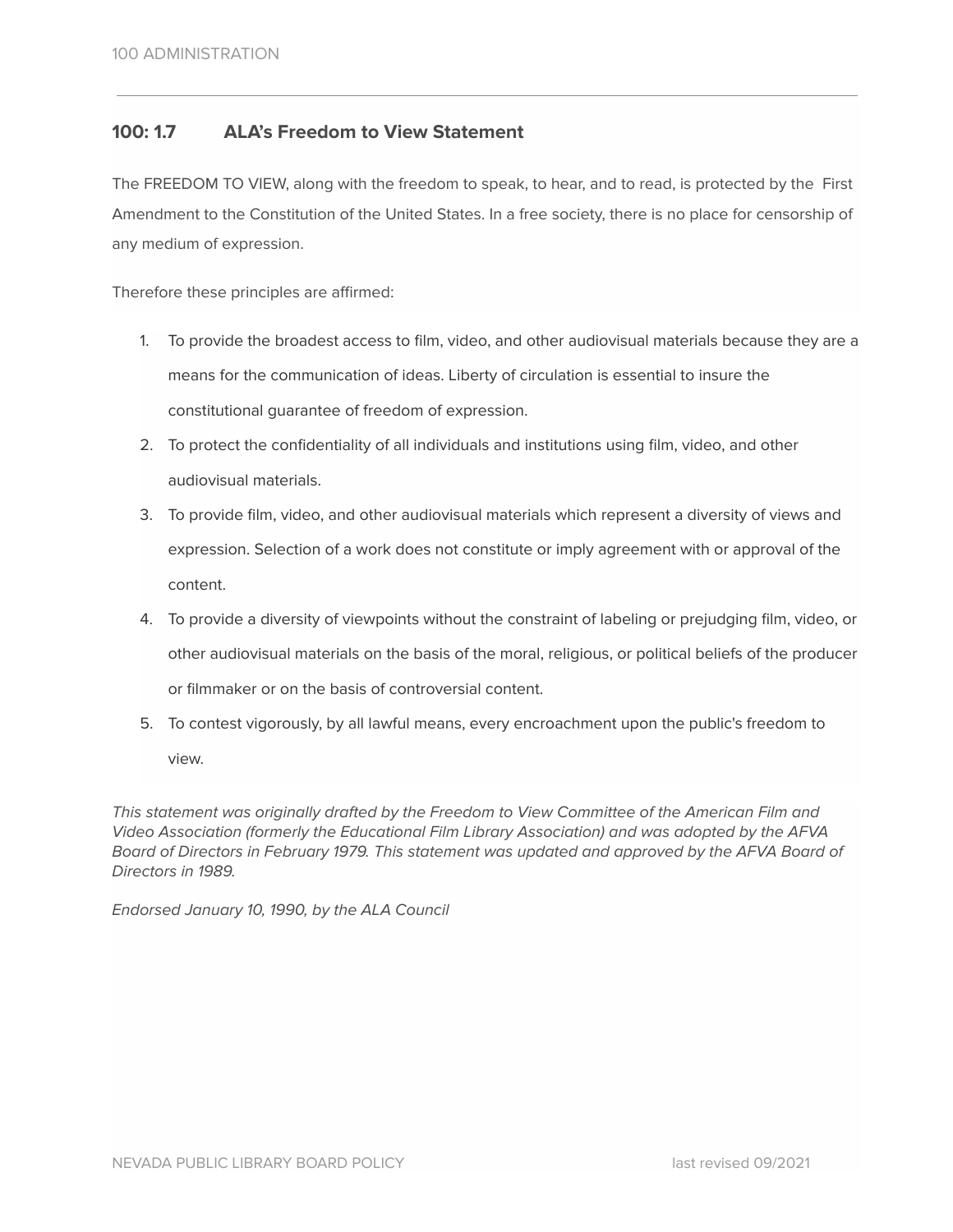## 100: 1.7 ALA's Freedom to View Statement

The FREEDOM TO VIEW, along with the freedom to speak, to hear, and to read, is protected by the First Amendment to the Constitution of the United States. In a free society, there is no place for censorship of any medium of expression.

Therefore these principles are affirmed:

1. To provide the broadest access to film, video, and other audiovisual materials because they are a means for the communication of ideas. Liberty of circulation is essential to insure the constitutional guarantee of freedom of expression.
2. To protect the confidentiality of all individuals and institutions using film, video, and other audiovisual materials.
3. To provide film, video, and other audiovisual materials which represent a diversity of views and expression. Selection of a work does not constitute or imply agreement with or approval of the content.
4. To provide a diversity of viewpoints without the constraint of labeling or prejudging film, video, or other audiovisual materials on the basis of the moral, religious, or political beliefs of the producer or filmmaker or on the basis of controversial content.
5. To contest vigorously, by all lawful means, every encroachment upon the public's freedom to view.

*This statement was originally drafted by the Freedom to View Committee of the American Film and Video Association (formerly the Educational Film Library Association) and was adopted by the AFVA Board of Directors in February 1979. This statement was updated and approved by the AFVA Board of Directors in 1989.*

*Endorsed January 10, 1990, by the ALA Council*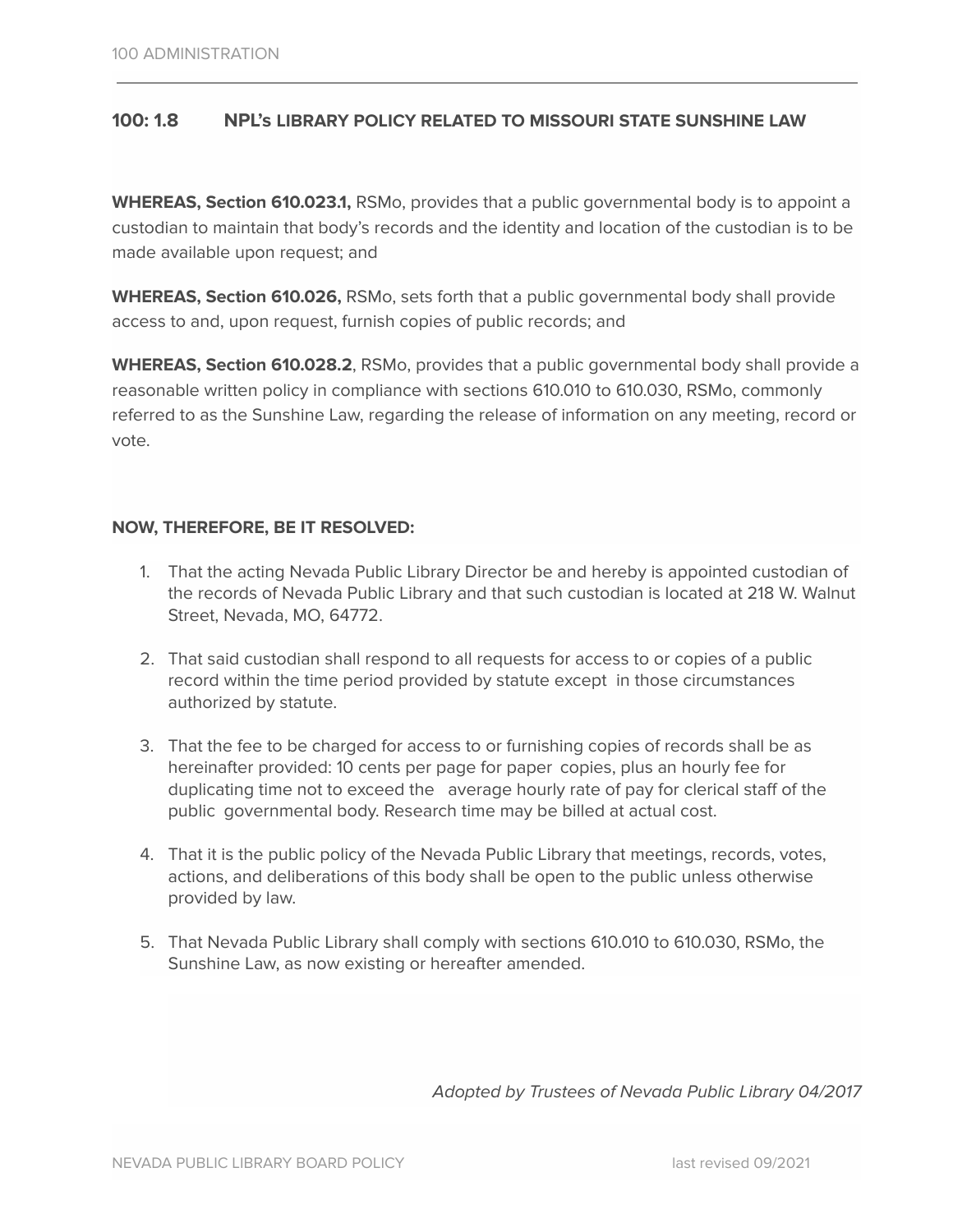## 100: 1.8 NPL's LIBRARY POLICY RELATED TO MISSOURI STATE SUNSHINE LAW

**WHEREAS, Section 610.023.1,** RSMo, provides that a public governmental body is to appoint a custodian to maintain that body's records and the identity and location of the custodian is to be made available upon request; and

**WHEREAS, Section 610.026,** RSMo, sets forth that a public governmental body shall provide access to and, upon request, furnish copies of public records; and

**WHEREAS, Section 610.028.2**, RSMo, provides that a public governmental body shall provide a reasonable written policy in compliance with sections 610.010 to 610.030, RSMo, commonly referred to as the Sunshine Law, regarding the release of information on any meeting, record or vote.

**NOW, THEREFORE, BE IT RESOLVED:**

1. That the acting Nevada Public Library Director be and hereby is appointed custodian of the records of Nevada Public Library and that such custodian is located at 218 W. Walnut Street, Nevada, MO, 64772.

2. That said custodian shall respond to all requests for access to or copies of a public record within the time period provided by statute except in those circumstances authorized by statute.

3. That the fee to be charged for access to or furnishing copies of records shall be as hereinafter provided: 10 cents per page for paper copies, plus an hourly fee for duplicating time not to exceed the average hourly rate of pay for clerical staff of the public governmental body. Research time may be billed at actual cost.

4. That it is the public policy of the Nevada Public Library that meetings, records, votes, actions, and deliberations of this body shall be open to the public unless otherwise provided by law.

5. That Nevada Public Library shall comply with sections 610.010 to 610.030, RSMo, the Sunshine Law, as now existing or hereafter amended.

*Adopted by Trustees of Nevada Public Library 04/2017*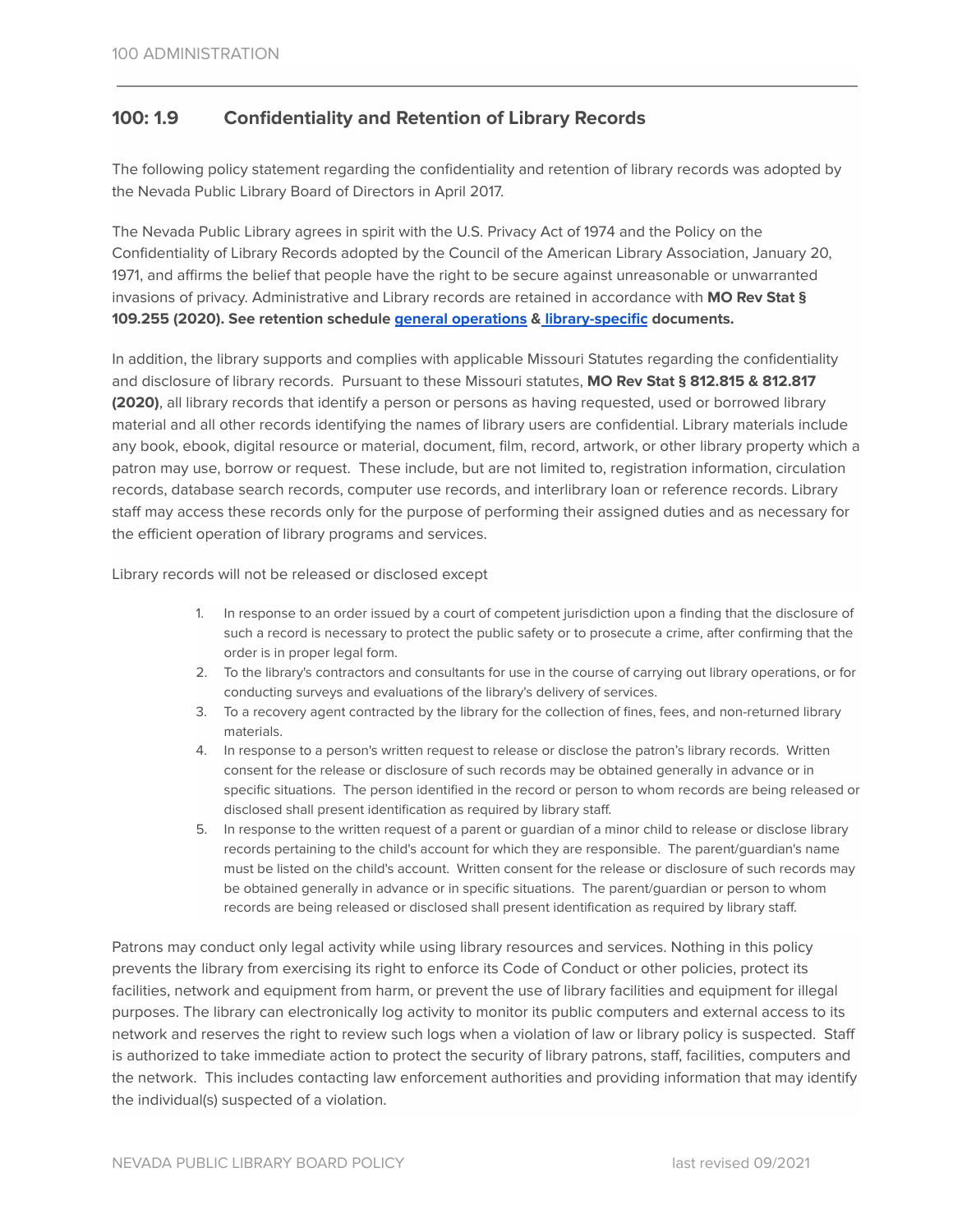## 100: 1.9 Confidentiality and Retention of Library Records

The following policy statement regarding the confidentiality and retention of library records was adopted by the Nevada Public Library Board of Directors in April 2017.

The Nevada Public Library agrees in spirit with the U.S. Privacy Act of 1974 and the Policy on the Confidentiality of Library Records adopted by the Council of the American Library Association, January 20, 1971, and affirms the belief that people have the right to be secure against unreasonable or unwarranted invasions of privacy. Administrative and Library records are retained in accordance with **MO Rev Stat § 109.255 (2020). See retention schedule general operations & library-specific documents.**

In addition, the library supports and complies with applicable Missouri Statutes regarding the confidentiality and disclosure of library records. Pursuant to these Missouri statutes, **MO Rev Stat § 812.815 & 812.817 (2020)**, all library records that identify a person or persons as having requested, used or borrowed library material and all other records identifying the names of library users are confidential. Library materials include any book, ebook, digital resource or material, document, film, record, artwork, or other library property which a patron may use, borrow or request. These include, but are not limited to, registration information, circulation records, database search records, computer use records, and interlibrary loan or reference records. Library staff may access these records only for the purpose of performing their assigned duties and as necessary for the efficient operation of library programs and services.

Library records will not be released or disclosed except

1. In response to an order issued by a court of competent jurisdiction upon a finding that the disclosure of such a record is necessary to protect the public safety or to prosecute a crime, after confirming that the order is in proper legal form.
2. To the library's contractors and consultants for use in the course of carrying out library operations, or for conducting surveys and evaluations of the library's delivery of services.
3. To a recovery agent contracted by the library for the collection of fines, fees, and non-returned library materials.
4. In response to a person's written request to release or disclose the patron's library records. Written consent for the release or disclosure of such records may be obtained generally in advance or in specific situations. The person identified in the record or person to whom records are being released or disclosed shall present identification as required by library staff.
5. In response to the written request of a parent or guardian of a minor child to release or disclose library records pertaining to the child's account for which they are responsible. The parent/guardian's name must be listed on the child's account. Written consent for the release or disclosure of such records may be obtained generally in advance or in specific situations. The parent/guardian or person to whom records are being released or disclosed shall present identification as required by library staff.

Patrons may conduct only legal activity while using library resources and services. Nothing in this policy prevents the library from exercising its right to enforce its Code of Conduct or other policies, protect its facilities, network and equipment from harm, or prevent the use of library facilities and equipment for illegal purposes. The library can electronically log activity to monitor its public computers and external access to its network and reserves the right to review such logs when a violation of law or library policy is suspected. Staff is authorized to take immediate action to protect the security of library patrons, staff, facilities, computers and the network. This includes contacting law enforcement authorities and providing information that may identify the individual(s) suspected of a violation.